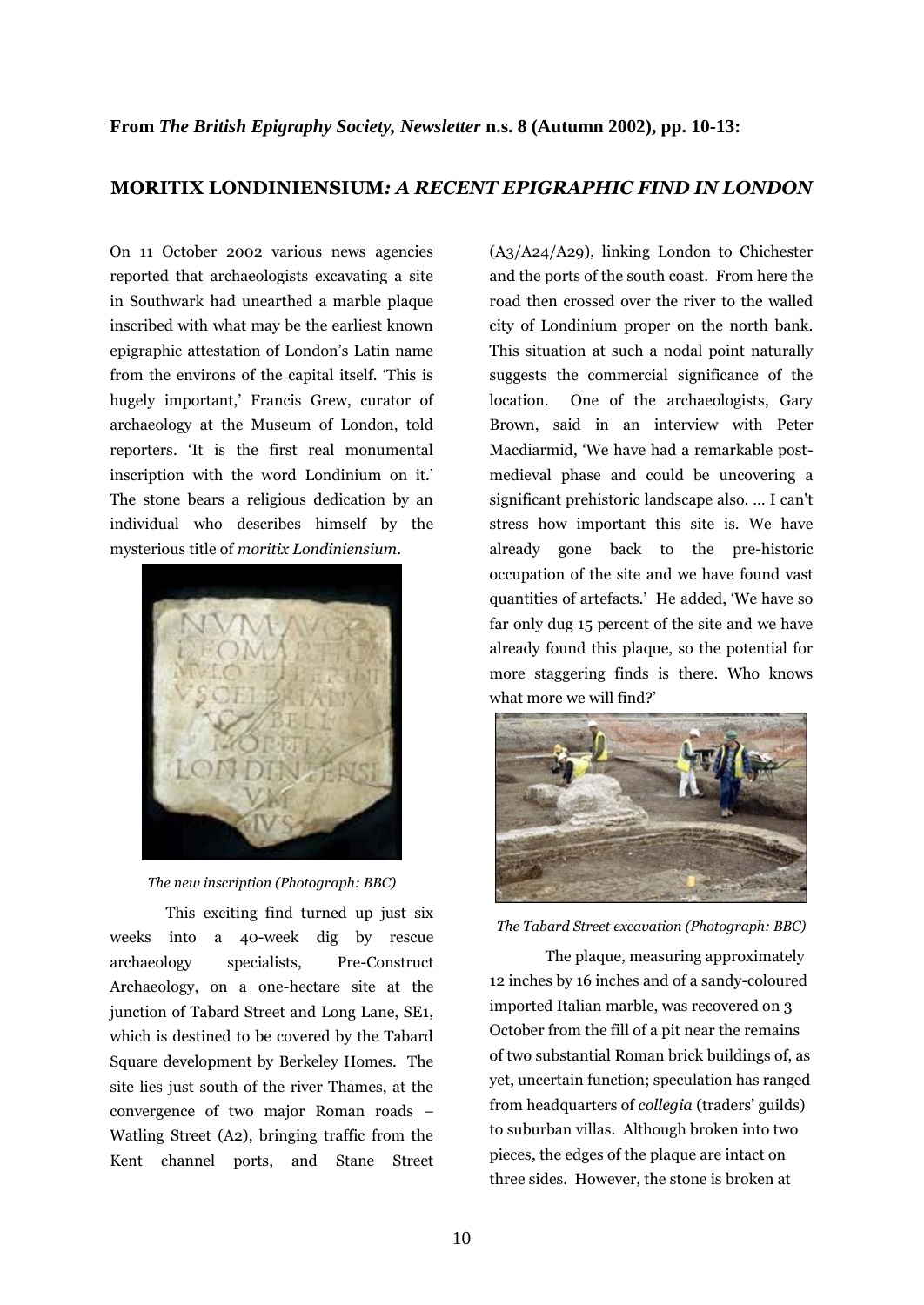**From *The British Epigraphy Society, Newsletter* n.s. 8 (Autumn 2002), pp. 10-13:**

## MORITIX LONDINIENSIUM*: A RECENT EPIGRAPHIC FIND IN LONDON*

On 11 October 2002 various news agencies reported that archaeologists excavating a site in Southwark had unearthed a marble plaque inscribed with what may be the earliest known epigraphic attestation of London's Latin name from the environs of the capital itself. 'This is hugely important,' Francis Grew, curator of archaeology at the Museum of London, told reporters. 'It is the first real monumental inscription with the word Londinium on it.' The stone bears a religious dedication by an individual who describes himself by the mysterious title of *moritix Londiniensium*.

*The new inscription (Photograph: BBC)*

This exciting find turned up just six weeks into a 40-week dig by rescue archaeology specialists, Pre-Construct Archaeology, on a one-hectare site at the junction of Tabard Street and Long Lane, SE1, which is destined to be covered by the Tabard Square development by Berkeley Homes. The site lies just south of the river Thames, at the convergence of two major Roman roads – Watling Street (A2), bringing traffic from the Kent channel ports, and Stane Street (A3/A24/A29), linking London to Chichester and the ports of the south coast. From here the road then crossed over the river to the walled city of Londinium proper on the north bank. This situation at such a nodal point naturally suggests the commercial significance of the location. One of the archaeologists, Gary Brown, said in an interview with Peter Macdiarmid, 'We have had a remarkable post-medieval phase and could be uncovering a significant prehistoric landscape also. ... I can't stress how important this site is. We have already gone back to the pre-historic occupation of the site and we have found vast quantities of artefacts.' He added, 'We have so far only dug 15 percent of the site and we have already found this plaque, so the potential for more staggering finds is there. Who knows what more we will find?'

*The Tabard Street excavation (Photograph: BBC)*

The plaque, measuring approximately 12 inches by 16 inches and of a sandy-coloured imported Italian marble, was recovered on 3 October from the fill of a pit near the remains of two substantial Roman brick buildings of, as yet, uncertain function; speculation has ranged from headquarters of *collegia* (traders' guilds) to suburban villas. Although broken into two pieces, the edges of the plaque are intact on three sides. However, the stone is broken at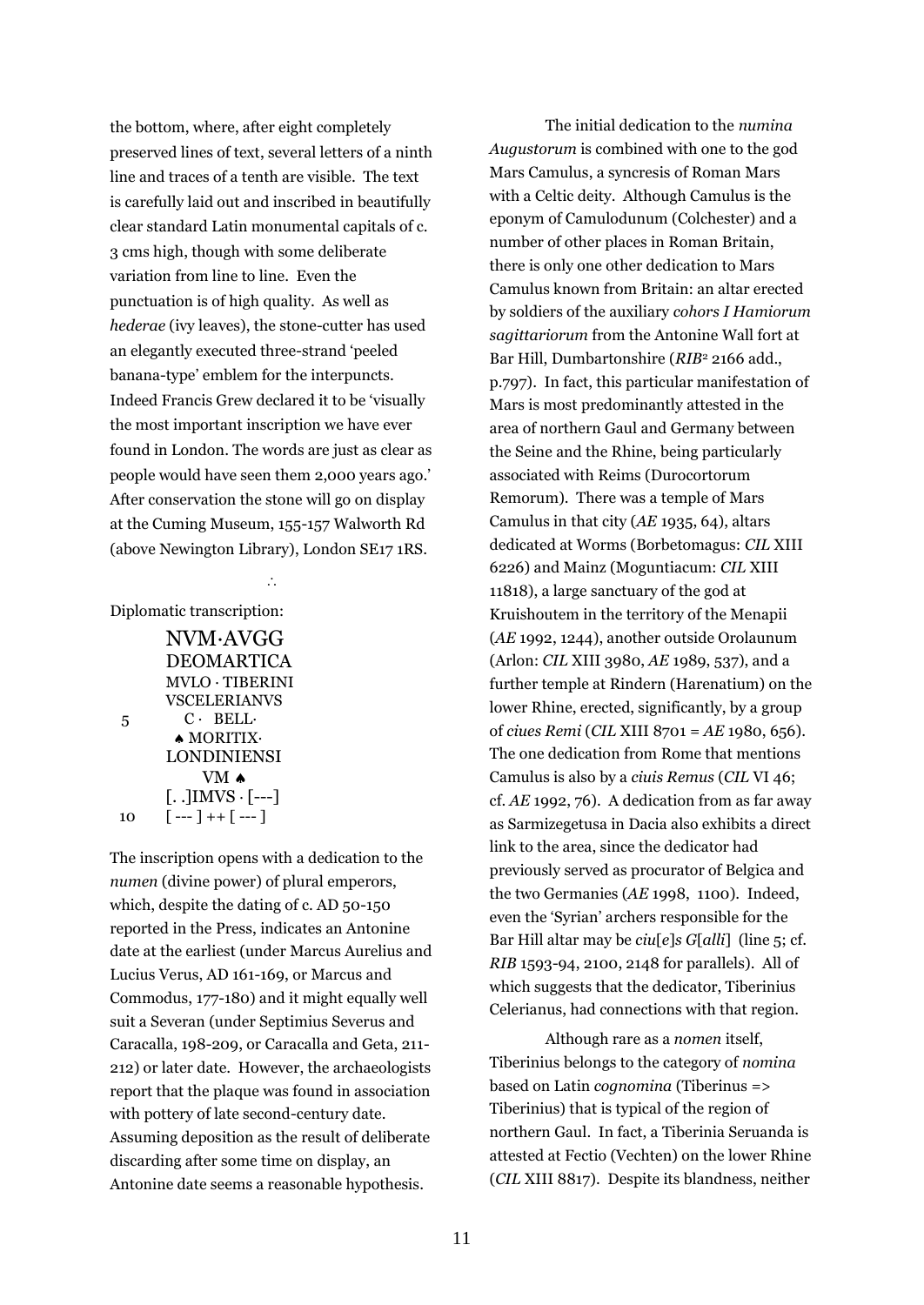the bottom, where, after eight completely preserved lines of text, several letters of a ninth line and traces of a tenth are visible. The text is carefully laid out and inscribed in beautifully clear standard Latin monumental capitals of c. 3 cms high, though with some deliberate variation from line to line. Even the punctuation is of high quality. As well as *hederae* (ivy leaves), the stone-cutter has used an elegantly executed three-strand 'peeled banana-type' emblem for the interpuncts. Indeed Francis Grew declared it to be 'visually the most important inscription we have ever found in London. The words are just as clear as people would have seen them 2,000 years ago.' After conservation the stone will go on display at the Cuming Museum, 155-157 Walworth Rd (above Newington Library), London SE17 1RS.

∴

Diplomatic transcription:

```
      NVM·AVGG
      DEOMARTICA
      MVLO · TIBERINI
      VSCELERIANVS
 5      C ·  BELL·
       ♠ MORITIX·
      LONDINIENSI
          VM ♠
      [. .]IMVS · [---]
10    [ --- ] ++ [ --- ]
```

The inscription opens with a dedication to the *numen* (divine power) of plural emperors, which, despite the dating of c. AD 50-150 reported in the Press, indicates an Antonine date at the earliest (under Marcus Aurelius and Lucius Verus, AD 161-169, or Marcus and Commodus, 177-180) and it might equally well suit a Severan (under Septimius Severus and Caracalla, 198-209, or Caracalla and Geta, 211-212) or later date. However, the archaeologists report that the plaque was found in association with pottery of late second-century date. Assuming deposition as the result of deliberate discarding after some time on display, an Antonine date seems a reasonable hypothesis.

The initial dedication to the *numina Augustorum* is combined with one to the god Mars Camulus, a syncresis of Roman Mars with a Celtic deity. Although Camulus is the eponym of Camulodunum (Colchester) and a number of other places in Roman Britain, there is only one other dedication to Mars Camulus known from Britain: an altar erected by soldiers of the auxiliary *cohors I Hamiorum sagittariorum* from the Antonine Wall fort at Bar Hill, Dumbartonshire (*RIB*[2] 2166 add., p.797). In fact, this particular manifestation of Mars is most predominantly attested in the area of northern Gaul and Germany between the Seine and the Rhine, being particularly associated with Reims (Durocortorum Remorum). There was a temple of Mars Camulus in that city (*AE* 1935, 64), altars dedicated at Worms (Borbetomagus: *CIL* XIII 6226) and Mainz (Moguntiacum: *CIL* XIII 11818), a large sanctuary of the god at Kruishoutem in the territory of the Menapii (*AE* 1992, 1244), another outside Orolaunum (Arlon: *CIL* XIII 3980, *AE* 1989, 537), and a further temple at Rindern (Harenatium) on the lower Rhine, erected, significantly, by a group of *ciues Remi* (*CIL* XIII 8701 = *AE* 1980, 656). The one dedication from Rome that mentions Camulus is also by a *ciuis Remus* (*CIL* VI 46; cf. *AE* 1992, 76). A dedication from as far away as Sarmizegetusa in Dacia also exhibits a direct link to the area, since the dedicator had previously served as procurator of Belgica and the two Germanies (*AE* 1998, 1100). Indeed, even the 'Syrian' archers responsible for the Bar Hill altar may be *ciu*[*e*]*s G*[*alli*] (line 5; cf. *RIB* 1593-94, 2100, 2148 for parallels). All of which suggests that the dedicator, Tiberinius Celerianus, had connections with that region.

Although rare as a *nomen* itself, Tiberinius belongs to the category of *nomina* based on Latin *cognomina* (Tiberinus => Tiberinius) that is typical of the region of northern Gaul. In fact, a Tiberinia Seruanda is attested at Fectio (Vechten) on the lower Rhine (*CIL* XIII 8817). Despite its blandness, neither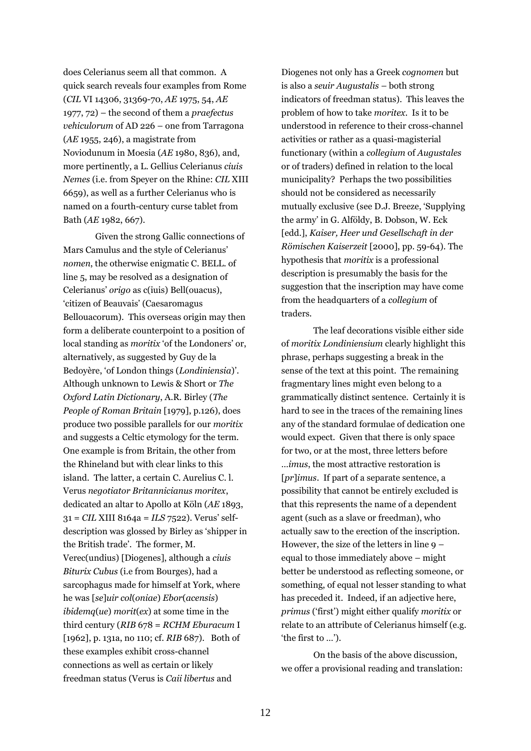does Celerianus seem all that common. A quick search reveals four examples from Rome (*CIL* VI 14306, 31369-70, *AE* 1975, 54, *AE* 1977, 72) – the second of them a *praefectus vehiculorum* of AD 226 – one from Tarragona (*AE* 1955, 246), a magistrate from Noviodunum in Moesia (*AE* 1980, 836), and, more pertinently, a L. Gellius Celerianus *ciuis Nemes* (i.e. from Speyer on the Rhine: *CIL* XIII 6659), as well as a further Celerianus who is named on a fourth-century curse tablet from Bath (*AE* 1982, 667).

Given the strong Gallic connections of Mars Camulus and the style of Celerianus' *nomen*, the otherwise enigmatic C. BELL. of line 5, may be resolved as a designation of Celerianus' *origo* as c(iuis) Bell(ouacus), 'citizen of Beauvais' (Caesaromagus Bellouacorum). This overseas origin may then form a deliberate counterpoint to a position of local standing as *moritix* 'of the Londoners' or, alternatively, as suggested by Guy de la Bedoyère, 'of London things (*Londiniensia*)'. Although unknown to Lewis & Short or *The Oxford Latin Dictionary*, A.R. Birley (*The People of Roman Britain* [1979], p.126), does produce two possible parallels for our *moritix* and suggests a Celtic etymology for the term. One example is from Britain, the other from the Rhineland but with clear links to this island. The latter, a certain C. Aurelius C. l. Verus *negotiator Britannicianus moritex*, dedicated an altar to Apollo at Köln (*AE* 1893, 31 = *CIL* XIII 8164a = *ILS* 7522). Verus' self-description was glossed by Birley as 'shipper in the British trade'. The former, M. Verec(undius) [Diogenes], although a *ciuis Biturix Cubus* (i.e from Bourges), had a sarcophagus made for himself at York, where he was [*se*]*uir col*(*oniae*) *Ebor*(*acensis*) *ibidemq*(*ue*) *morit*(*ex*) at some time in the third century (*RIB* 678 = *RCHM Eburacum* I [1962], p. 131a, no 110; cf. *RIB* 687). Both of these examples exhibit cross-channel connections as well as certain or likely freedman status (Verus is *Caii libertus* and Diogenes not only has a Greek *cognomen* but is also a *seuir Augustalis* – both strong indicators of freedman status). This leaves the problem of how to take *moritex*. Is it to be understood in reference to their cross-channel activities or rather as a quasi-magisterial functionary (within a *collegium* of *Augustales* or of traders) defined in relation to the local municipality? Perhaps the two possibilities should not be considered as necessarily mutually exclusive (see D.J. Breeze, 'Supplying the army' in G. Alföldy, B. Dobson, W. Eck [edd.], *Kaiser, Heer und Gesellschaft in der Römischen Kaiserzeit* [2000], pp. 59-64). The hypothesis that *moritix* is a professional description is presumably the basis for the suggestion that the inscription may have come from the headquarters of a *collegium* of traders.

The leaf decorations visible either side of *moritix Londiniensium* clearly highlight this phrase, perhaps suggesting a break in the sense of the text at this point. The remaining fragmentary lines might even belong to a grammatically distinct sentence. Certainly it is hard to see in the traces of the remaining lines any of the standard formulae of dedication one would expect. Given that there is only space for two, or at the most, three letters before …*imus*, the most attractive restoration is [*pr*]*imus*. If part of a separate sentence, a possibility that cannot be entirely excluded is that this represents the name of a dependent agent (such as a slave or freedman), who actually saw to the erection of the inscription. However, the size of the letters in line 9 – equal to those immediately above – might better be understood as reflecting someone, or something, of equal not lesser standing to what has preceded it. Indeed, if an adjective here, *primus* ('first') might either qualify *moritix* or relate to an attribute of Celerianus himself (e.g. 'the first to …').

On the basis of the above discussion, we offer a provisional reading and translation: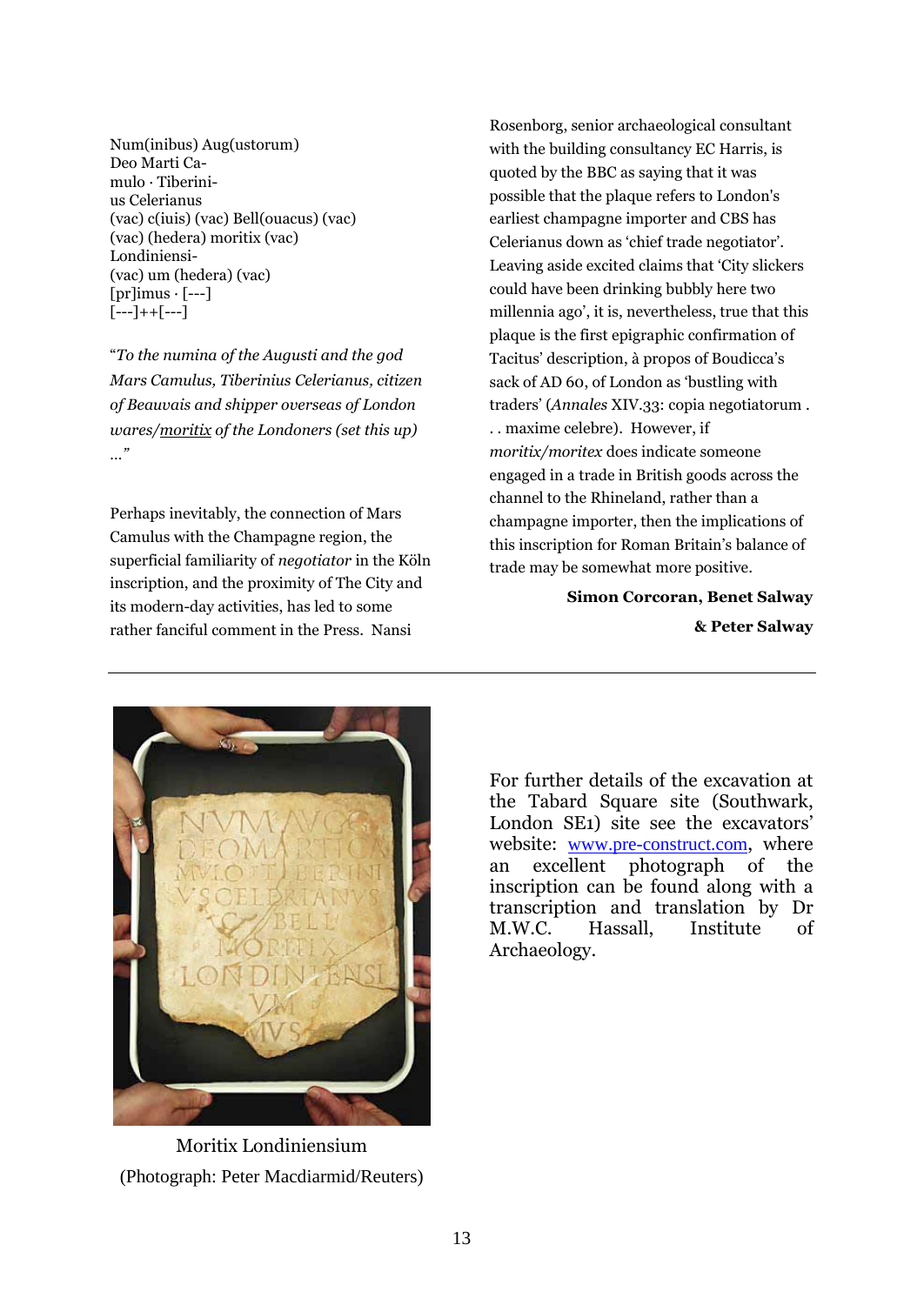Num(inibus) Aug(ustorum)
Deo Marti Ca-
mulo · Tiberini-
us Celerianus
(vac) c(iuis) (vac) Bell(ouacus) (vac)
(vac) (hedera) moritix (vac)
Londiniensi-
(vac) um (hedera) (vac)
[pr]imus · [---]
[---]++[---]

"*To the numina of the Augusti and the god Mars Camulus, Tiberinius Celerianus, citizen of Beauvais and shipper overseas of London wares/*<u>*moritix*</u> *of the Londoners (set this up) ...*"

Perhaps inevitably, the connection of Mars Camulus with the Champagne region, the superficial familiarity of *negotiator* in the Köln inscription, and the proximity of The City and its modern-day activities, has led to some rather fanciful comment in the Press. Nansi Rosenborg, senior archaeological consultant with the building consultancy EC Harris, is quoted by the BBC as saying that it was possible that the plaque refers to London's earliest champagne importer and CBS has Celerianus down as 'chief trade negotiator'. Leaving aside excited claims that 'City slickers could have been drinking bubbly here two millennia ago', it is, nevertheless, true that this plaque is the first epigraphic confirmation of Tacitus' description, à propos of Boudicca's sack of AD 60, of London as 'bustling with traders' (*Annales* XIV.33: copia negotiatorum . . . maxime celebre). However, if *moritix/moritex* does indicate someone engaged in a trade in British goods across the channel to the Rhineland, rather than a champagne importer, then the implications of this inscription for Roman Britain's balance of trade may be somewhat more positive.

**Simon Corcoran, Benet Salway & Peter Salway**

---

Moritix Londiniensium
(Photograph: Peter Macdiarmid/Reuters)

For further details of the excavation at the Tabard Square site (Southwark, London SE1) site see the excavators' website: www.pre-construct.com, where an excellent photograph of the inscription can be found along with a transcription and translation by Dr M.W.C. Hassall, Institute of Archaeology.